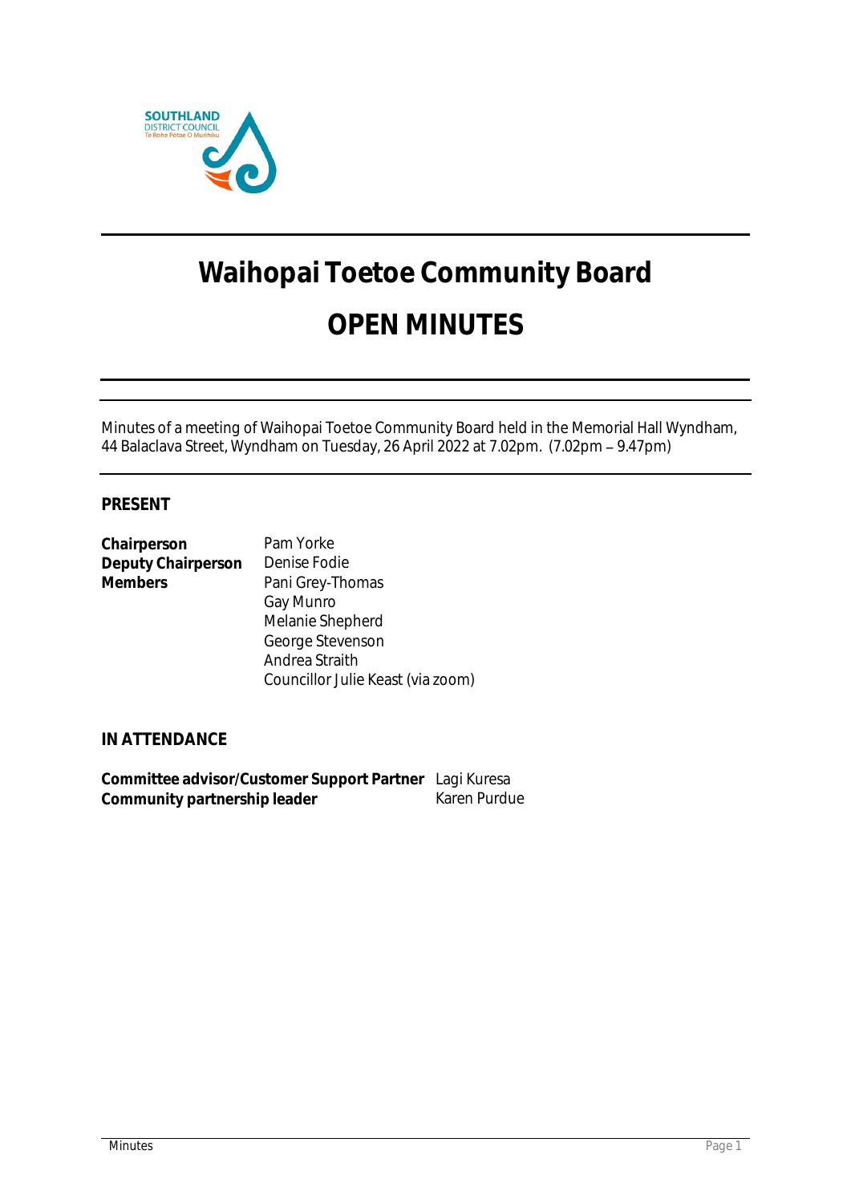# Waihopai Toetoe Community Board

# OPEN MINUTES

Minutes of a meeting of Waihopai Toetoe Community Board held in the Memorial Hall Wyndham, 44 Balaclava Street, Wyndham on Tuesday, 26 April 2022 at 7.02pm. (7.02pm – 9.47pm)

## PRESENT

| | |
|---|---|
| **Chairperson** | Pam Yorke |
| **Deputy Chairperson** | Denise Fodie |
| **Members** | Pani Grey-Thomas |
| | Gay Munro |
| | Melanie Shepherd |
| | George Stevenson |
| | Andrea Straith |
| | Councillor Julie Keast (via zoom) |

## IN ATTENDANCE

| | |
|---|---|
| **Committee advisor/Customer Support Partner** | Lagi Kuresa |
| **Community partnership leader** | Karen Purdue |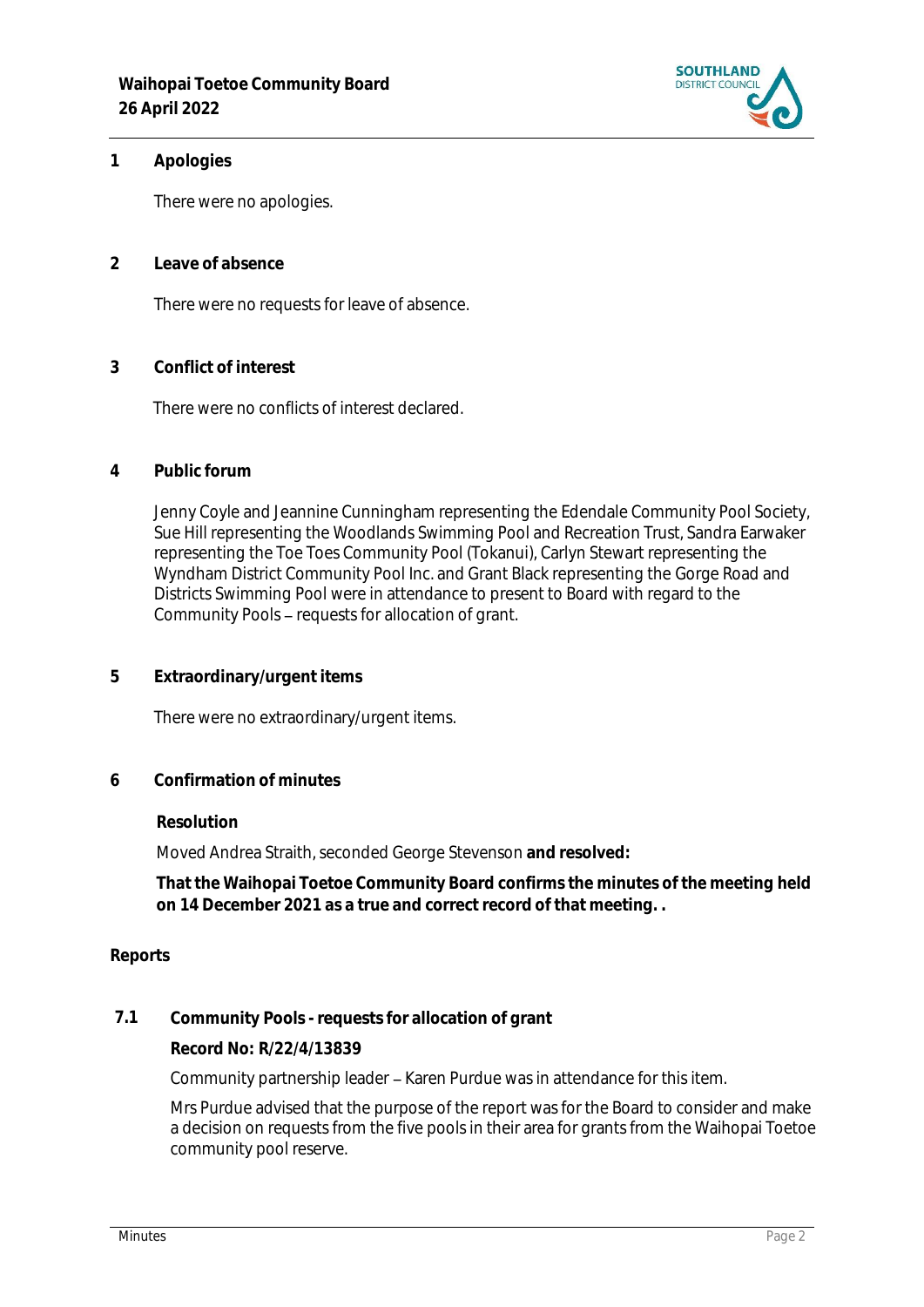## 1 Apologies

There were no apologies.

## 2 Leave of absence

There were no requests for leave of absence.

## 3 Conflict of interest

There were no conflicts of interest declared.

## 4 Public forum

Jenny Coyle and Jeannine Cunningham representing the Edendale Community Pool Society, Sue Hill representing the Woodlands Swimming Pool and Recreation Trust, Sandra Earwaker representing the Toe Toes Community Pool (Tokanui), Carlyn Stewart representing the Wyndham District Community Pool Inc. and Grant Black representing the Gorge Road and Districts Swimming Pool were in attendance to present to Board with regard to the Community Pools – requests for allocation of grant.

## 5 Extraordinary/urgent items

There were no extraordinary/urgent items.

## 6 Confirmation of minutes

**Resolution**

Moved Andrea Straith, seconded George Stevenson **and resolved:**

**That the Waihopai Toetoe Community Board confirms the minutes of the meeting held on 14 December 2021 as a true and correct record of that meeting. .**

## Reports

### 7.1 Community Pools - requests for allocation of grant

**Record No: R/22/4/13839**

Community partnership leader – Karen Purdue was in attendance for this item.

Mrs Purdue advised that the purpose of the report was for the Board to consider and make a decision on requests from the five pools in their area for grants from the Waihopai Toetoe community pool reserve.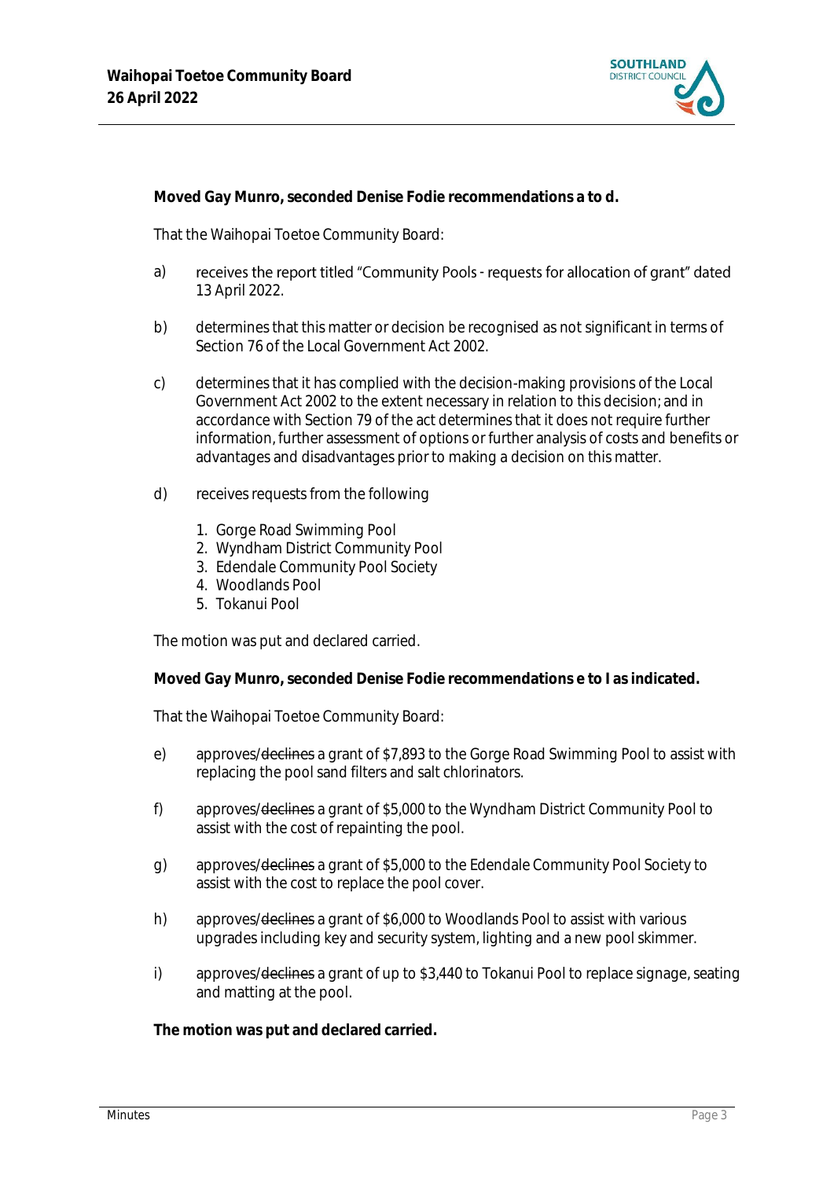**Moved Gay Munro, seconded Denise Fodie recommendations a to d.**

That the Waihopai Toetoe Community Board:

a) receives the report titled "Community Pools - requests for allocation of grant" dated 13 April 2022.

b) determines that this matter or decision be recognised as not significant in terms of Section 76 of the Local Government Act 2002.

c) determines that it has complied with the decision-making provisions of the Local Government Act 2002 to the extent necessary in relation to this decision; and in accordance with Section 79 of the act determines that it does not require further information, further assessment of options or further analysis of costs and benefits or advantages and disadvantages prior to making a decision on this matter.

d) receives requests from the following

1. Gorge Road Swimming Pool
2. Wyndham District Community Pool
3. Edendale Community Pool Society
4. Woodlands Pool
5. Tokanui Pool

The motion was put and declared carried.

**Moved Gay Munro, seconded Denise Fodie recommendations e to I as indicated.**

That the Waihopai Toetoe Community Board:

e) approves/~~declines~~ a grant of $7,893 to the Gorge Road Swimming Pool to assist with replacing the pool sand filters and salt chlorinators.

f) approves/~~declines~~ a grant of $5,000 to the Wyndham District Community Pool to assist with the cost of repainting the pool.

g) approves/~~declines~~ a grant of $5,000 to the Edendale Community Pool Society to assist with the cost to replace the pool cover.

h) approves/~~declines~~ a grant of $6,000 to Woodlands Pool to assist with various upgrades including key and security system, lighting and a new pool skimmer.

i) approves/~~declines~~ a grant of up to $3,440 to Tokanui Pool to replace signage, seating and matting at the pool.

**The motion was put and declared carried.**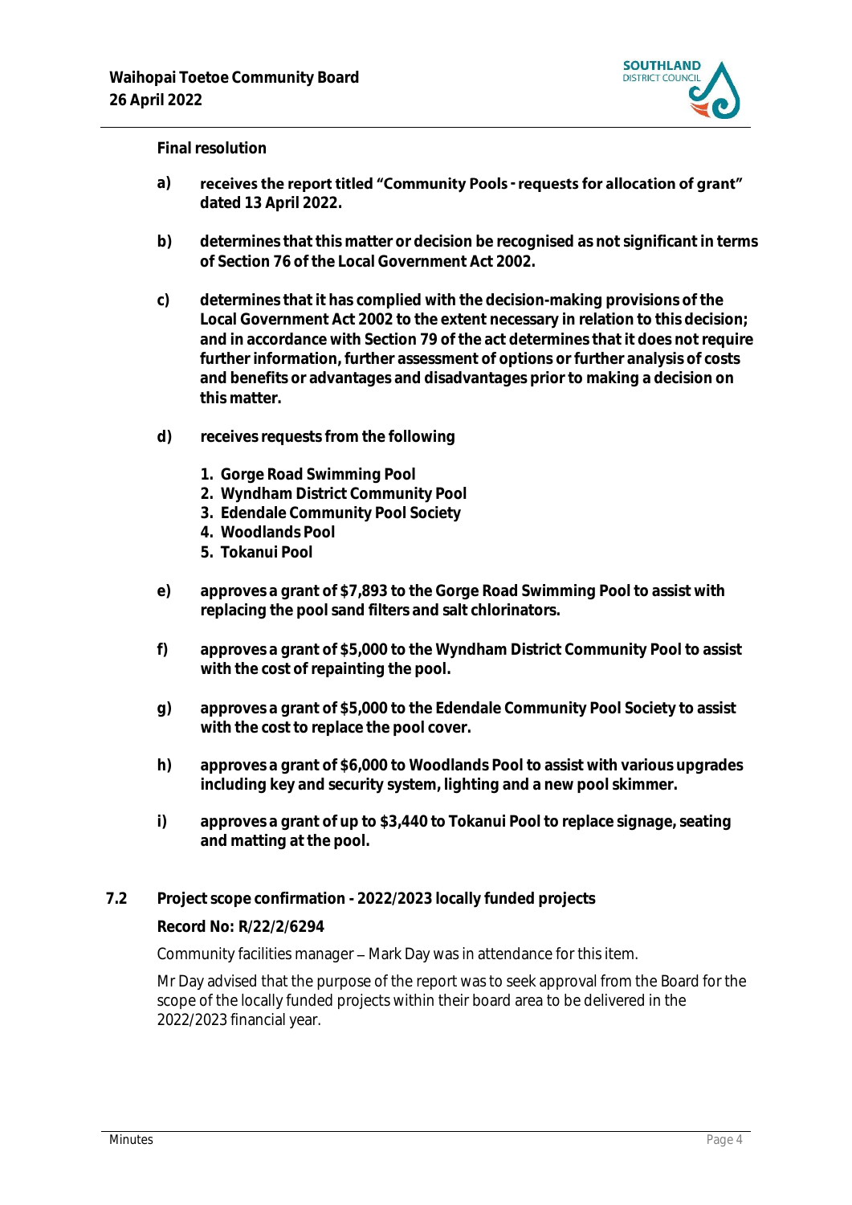**Final resolution**

a) **receives the report titled "Community Pools - requests for allocation of grant" dated 13 April 2022.**

b) **determines that this matter or decision be recognised as not significant in terms of Section 76 of the Local Government Act 2002.**

c) **determines that it has complied with the decision-making provisions of the Local Government Act 2002 to the extent necessary in relation to this decision; and in accordance with Section 79 of the act determines that it does not require further information, further assessment of options or further analysis of costs and benefits or advantages and disadvantages prior to making a decision on this matter.**

d) **receives requests from the following**

1. **Gorge Road Swimming Pool**
2. **Wyndham District Community Pool**
3. **Edendale Community Pool Society**
4. **Woodlands Pool**
5. **Tokanui Pool**

e) **approves a grant of $7,893 to the Gorge Road Swimming Pool to assist with replacing the pool sand filters and salt chlorinators.**

f) **approves a grant of $5,000 to the Wyndham District Community Pool to assist with the cost of repainting the pool.**

g) **approves a grant of $5,000 to the Edendale Community Pool Society to assist with the cost to replace the pool cover.**

h) **approves a grant of $6,000 to Woodlands Pool to assist with various upgrades including key and security system, lighting and a new pool skimmer.**

i) **approves a grant of up to $3,440 to Tokanui Pool to replace signage, seating and matting at the pool.**

### 7.2 Project scope confirmation - 2022/2023 locally funded projects

**Record No: R/22/2/6294**

Community facilities manager – Mark Day was in attendance for this item.

Mr Day advised that the purpose of the report was to seek approval from the Board for the scope of the locally funded projects within their board area to be delivered in the 2022/2023 financial year.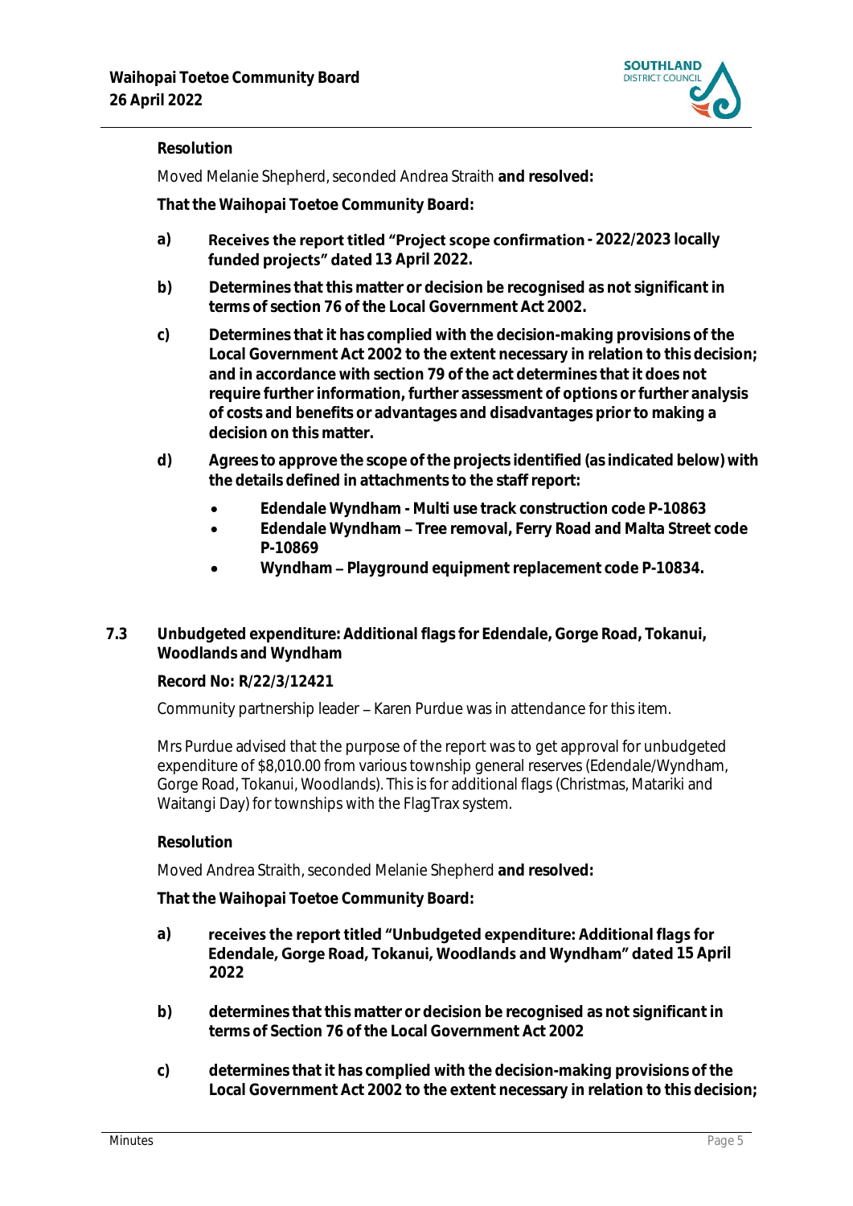**Resolution**

Moved Melanie Shepherd, seconded Andrea Straith **and resolved:**

**That the Waihopai Toetoe Community Board:**

a) **Receives the report titled "Project scope confirmation - 2022/2023 locally funded projects" dated 13 April 2022.**

b) **Determines that this matter or decision be recognised as not significant in terms of section 76 of the Local Government Act 2002.**

c) **Determines that it has complied with the decision-making provisions of the Local Government Act 2002 to the extent necessary in relation to this decision; and in accordance with section 79 of the act determines that it does not require further information, further assessment of options or further analysis of costs and benefits or advantages and disadvantages prior to making a decision on this matter.**

d) **Agrees to approve the scope of the projects identified (as indicated below) with the details defined in attachments to the staff report:**

- **Edendale Wyndham - Multi use track construction code P-10863**
- **Edendale Wyndham – Tree removal, Ferry Road and Malta Street code P-10869**
- **Wyndham – Playground equipment replacement code P-10834.**

### 7.3 Unbudgeted expenditure: Additional flags for Edendale, Gorge Road, Tokanui, Woodlands and Wyndham

**Record No: R/22/3/12421**

Community partnership leader – Karen Purdue was in attendance for this item.

Mrs Purdue advised that the purpose of the report was to get approval for unbudgeted expenditure of $8,010.00 from various township general reserves (Edendale/Wyndham, Gorge Road, Tokanui, Woodlands). This is for additional flags (Christmas, Matariki and Waitangi Day) for townships with the FlagTrax system.

**Resolution**

Moved Andrea Straith, seconded Melanie Shepherd **and resolved:**

**That the Waihopai Toetoe Community Board:**

a) **receives the report titled "Unbudgeted expenditure: Additional flags for Edendale, Gorge Road, Tokanui, Woodlands and Wyndham" dated 15 April 2022**

b) **determines that this matter or decision be recognised as not significant in terms of Section 76 of the Local Government Act 2002**

c) **determines that it has complied with the decision-making provisions of the Local Government Act 2002 to the extent necessary in relation to this decision;**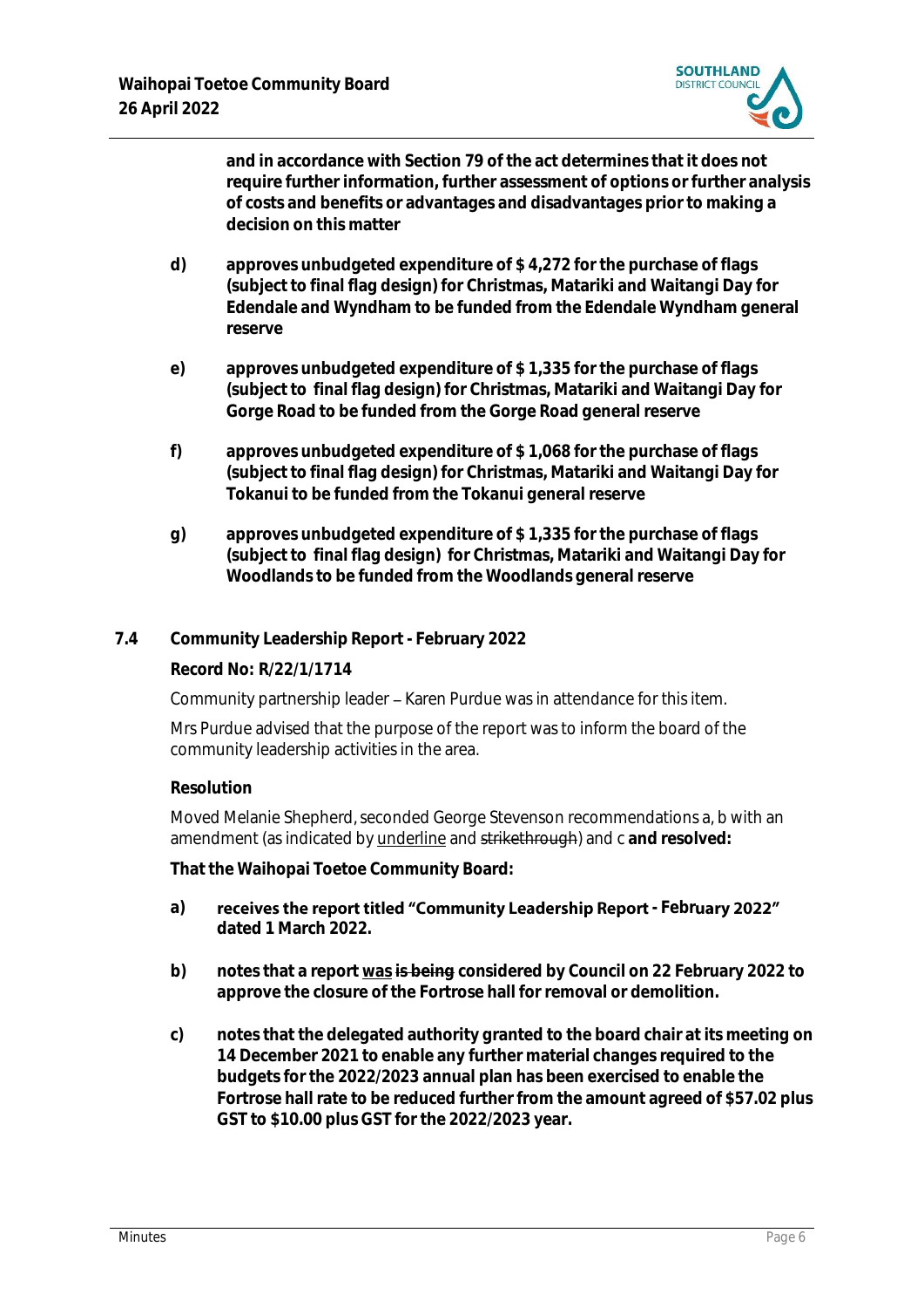**and in accordance with Section 79 of the act determines that it does not require further information, further assessment of options or further analysis of costs and benefits or advantages and disadvantages prior to making a decision on this matter**

**d) approves unbudgeted expenditure of $ 4,272 for the purchase of flags (subject to final flag design) for Christmas, Matariki and Waitangi Day for Edendale and Wyndham to be funded from the Edendale Wyndham general reserve**

**e) approves unbudgeted expenditure of $ 1,335 for the purchase of flags (subject to final flag design) for Christmas, Matariki and Waitangi Day for Gorge Road to be funded from the Gorge Road general reserve**

**f) approves unbudgeted expenditure of $ 1,068 for the purchase of flags (subject to final flag design) for Christmas, Matariki and Waitangi Day for Tokanui to be funded from the Tokanui general reserve**

**g) approves unbudgeted expenditure of $ 1,335 for the purchase of flags (subject to final flag design) for Christmas, Matariki and Waitangi Day for Woodlands to be funded from the Woodlands general reserve**

**7.4 Community Leadership Report - February 2022**

**Record No: R/22/1/1714**

Community partnership leader – Karen Purdue was in attendance for this item.

Mrs Purdue advised that the purpose of the report was to inform the board of the community leadership activities in the area.

**Resolution**

Moved Melanie Shepherd, seconded George Stevenson recommendations a, b with an amendment (as indicated by <u>underline</u> and ~~strikethrough~~) and c **and resolved:**

**That the Waihopai Toetoe Community Board:**

**a) receives the report titled "Community Leadership Report - February 2022" dated 1 March 2022.**

**b) notes that a report <u>was</u> ~~is being~~ considered by Council on 22 February 2022 to approve the closure of the Fortrose hall for removal or demolition.**

**c) notes that the delegated authority granted to the board chair at its meeting on 14 December 2021 to enable any further material changes required to the budgets for the 2022/2023 annual plan has been exercised to enable the Fortrose hall rate to be reduced further from the amount agreed of $57.02 plus GST to $10.00 plus GST for the 2022/2023 year.**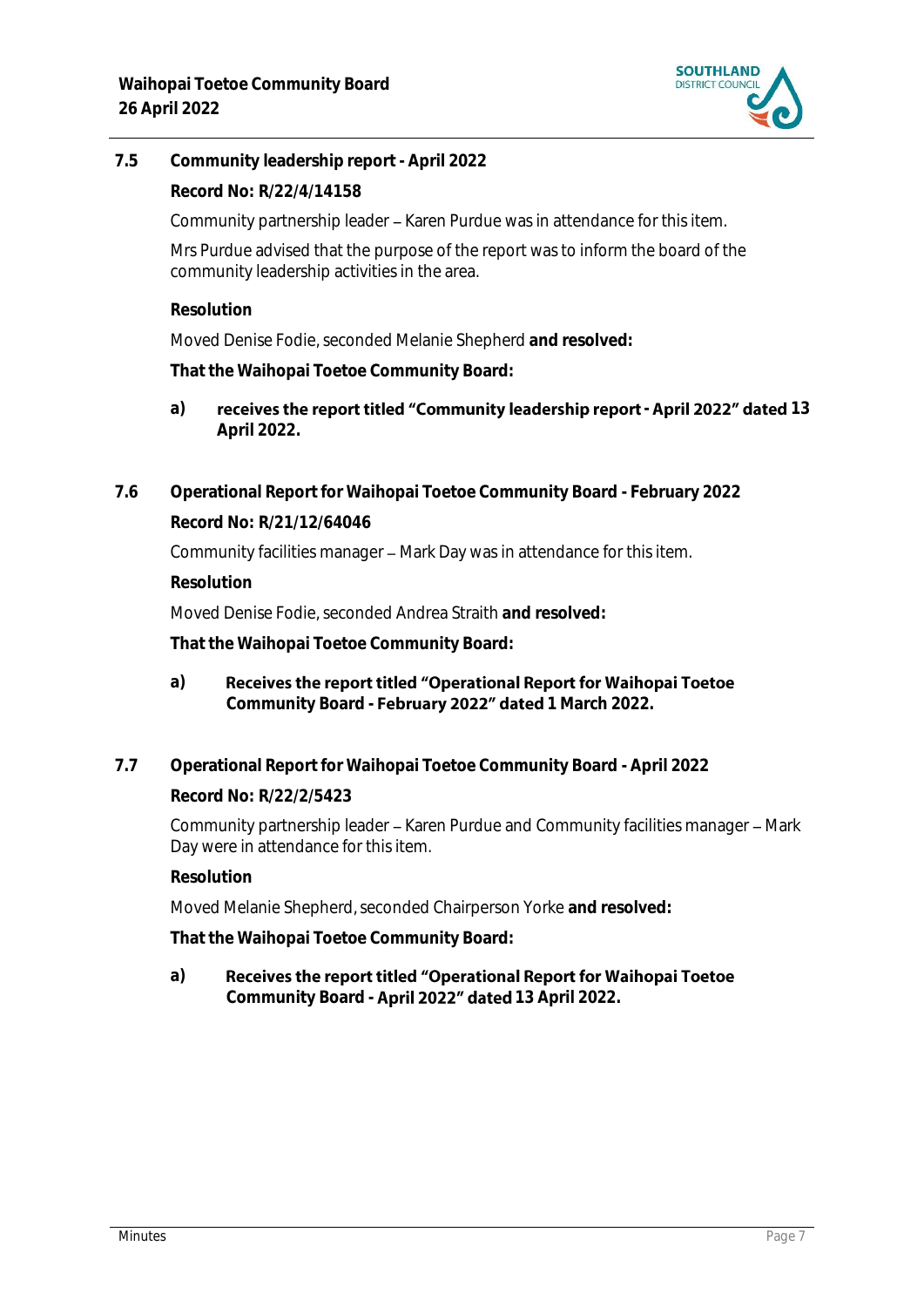## 7.5 Community leadership report - April 2022

**Record No: R/22/4/14158**

Community partnership leader – Karen Purdue was in attendance for this item.

Mrs Purdue advised that the purpose of the report was to inform the board of the community leadership activities in the area.

**Resolution**

Moved Denise Fodie, seconded Melanie Shepherd **and resolved:**

**That the Waihopai Toetoe Community Board:**

**a) receives the report titled "Community leadership report - April 2022" dated 13 April 2022.**

## 7.6 Operational Report for Waihopai Toetoe Community Board - February 2022

**Record No: R/21/12/64046**

Community facilities manager – Mark Day was in attendance for this item.

**Resolution**

Moved Denise Fodie, seconded Andrea Straith **and resolved:**

**That the Waihopai Toetoe Community Board:**

**a) Receives the report titled "Operational Report for Waihopai Toetoe Community Board - February 2022" dated 1 March 2022.**

## 7.7 Operational Report for Waihopai Toetoe Community Board - April 2022

**Record No: R/22/2/5423**

Community partnership leader – Karen Purdue and Community facilities manager – Mark Day were in attendance for this item.

**Resolution**

Moved Melanie Shepherd, seconded Chairperson Yorke **and resolved:**

**That the Waihopai Toetoe Community Board:**

**a) Receives the report titled "Operational Report for Waihopai Toetoe Community Board - April 2022" dated 13 April 2022.**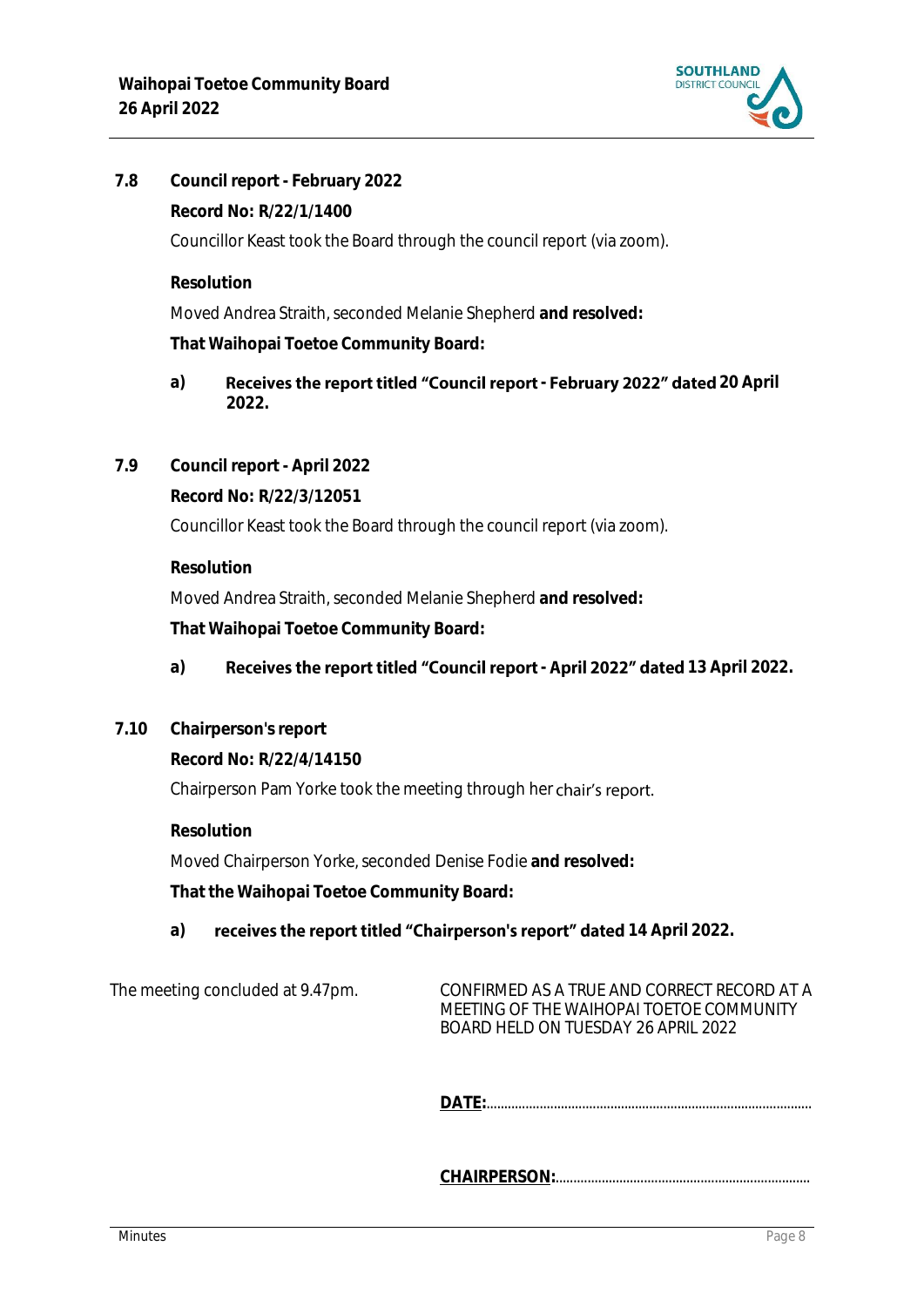### 7.8 Council report - February 2022

**Record No: R/22/1/1400**

Councillor Keast took the Board through the council report (via zoom).

**Resolution**

Moved Andrea Straith, seconded Melanie Shepherd **and resolved:**

**That Waihopai Toetoe Community Board:**

a) **Receives the report titled "Council report - February 2022" dated 20 April 2022.**

### 7.9 Council report - April 2022

**Record No: R/22/3/12051**

Councillor Keast took the Board through the council report (via zoom).

**Resolution**

Moved Andrea Straith, seconded Melanie Shepherd **and resolved:**

**That Waihopai Toetoe Community Board:**

a) **Receives the report titled "Council report - April 2022" dated 13 April 2022.**

### 7.10 Chairperson's report

**Record No: R/22/4/14150**

Chairperson Pam Yorke took the meeting through her chair's report.

**Resolution**

Moved Chairperson Yorke, seconded Denise Fodie **and resolved:**

**That the Waihopai Toetoe Community Board:**

a) **receives the report titled "Chairperson's report" dated 14 April 2022.**

The meeting concluded at 9.47pm.

CONFIRMED AS A TRUE AND CORRECT RECORD AT A MEETING OF THE WAIHOPAI TOETOE COMMUNITY BOARD HELD ON TUESDAY 26 APRIL 2022

**DATE:**...........................................................................................

**CHAIRPERSON:**........................................................................